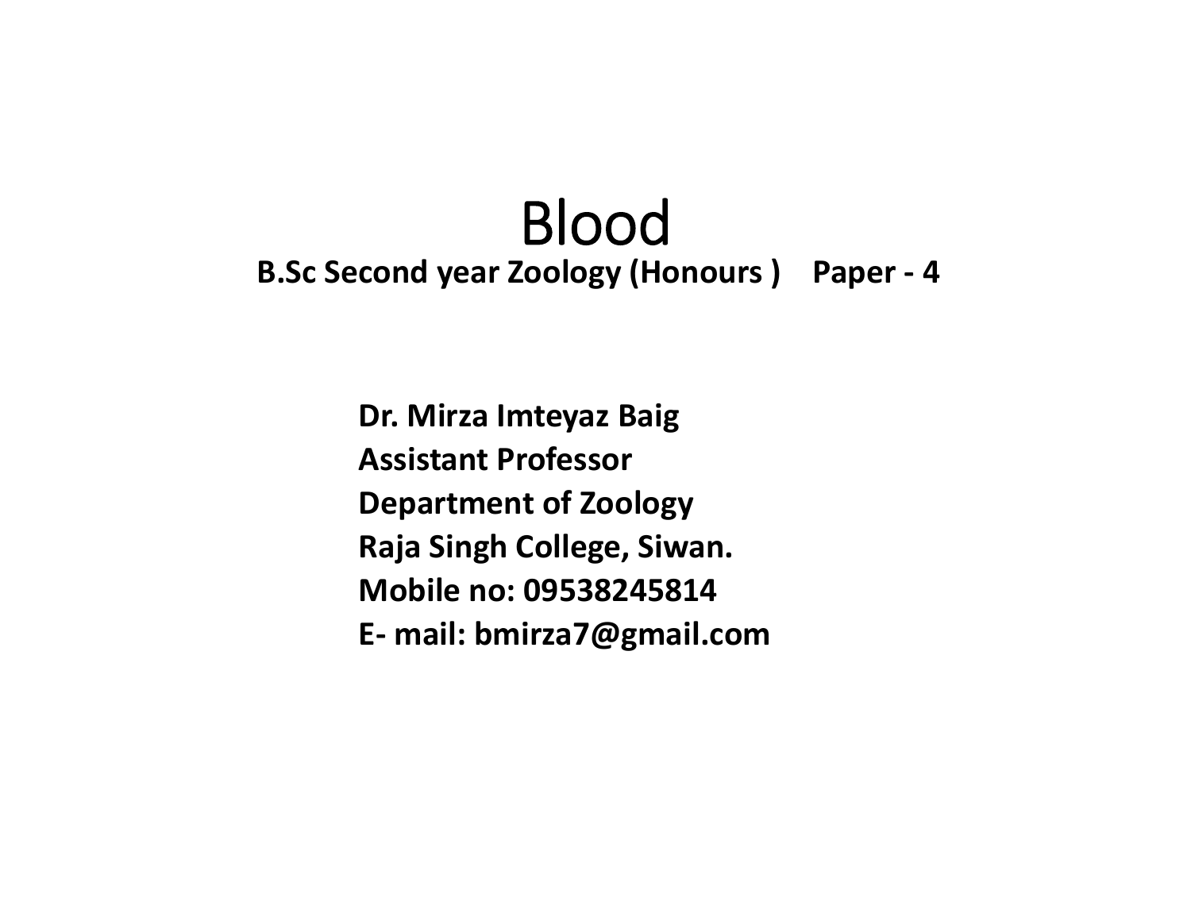# Blood

**B.Sc Second year Zoology (Honours ) Paper - 4**

**Dr. Mirza Imteyaz Baig**
**Assistant Professor**
**Department of Zoology**
**Raja Singh College, Siwan.**
**Mobile no: 09538245814**
**E- mail: bmirza7@gmail.com**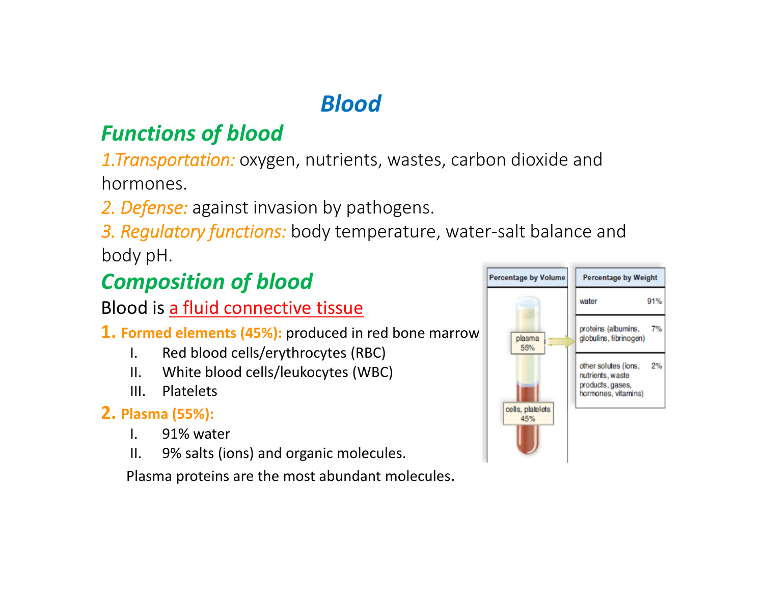# Blood

## Functions of blood

*1.Transportation:* oxygen, nutrients, wastes, carbon dioxide and hormones.

*2. Defense:* against invasion by pathogens.

*3. Regulatory functions:* body temperature, water-salt balance and body pH.

## Composition of blood

Blood is a fluid connective tissue

**1. Formed elements (45%):** produced in red bone marrow

I. Red blood cells/erythrocytes (RBC)
II. White blood cells/leukocytes (WBC)
III. Platelets

**2. Plasma (55%):**

I. 91% water
II. 9% salts (ions) and organic molecules.

Plasma proteins are the most abundant molecules.

| Percentage by Volume | Percentage by Weight | |
|---|---|---|
| plasma 55% | water | 91% |
| | proteins (albumins, globulins, fibrinogen) | 7% |
| | other solutes (ions, nutrients, waste products, gases, hormones, vitamins) | 2% |
| cells, platelets 45% | | |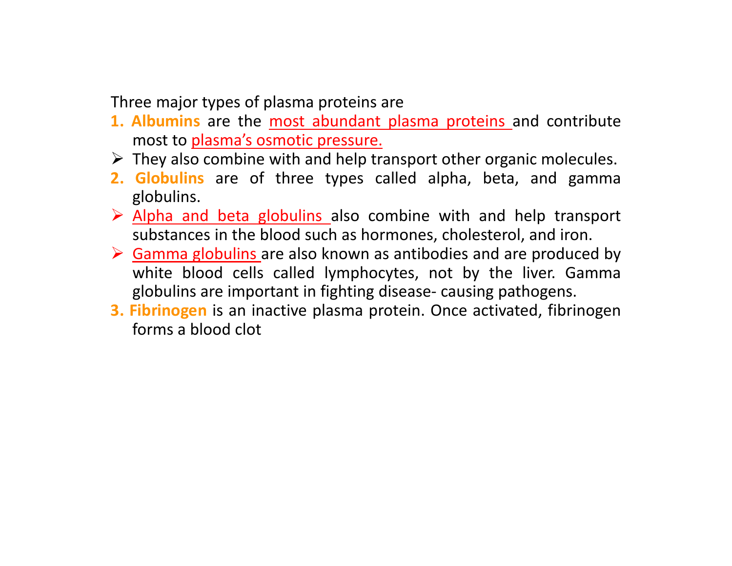Three major types of plasma proteins are

1. **Albumins** are the most abundant plasma proteins and contribute most to plasma's osmotic pressure.
   - They also combine with and help transport other organic molecules.
2. **Globulins** are of three types called alpha, beta, and gamma globulins.
   - Alpha and beta globulins also combine with and help transport substances in the blood such as hormones, cholesterol, and iron.
   - Gamma globulins are also known as antibodies and are produced by white blood cells called lymphocytes, not by the liver. Gamma globulins are important in fighting disease- causing pathogens.
3. **Fibrinogen** is an inactive plasma protein. Once activated, fibrinogen forms a blood clot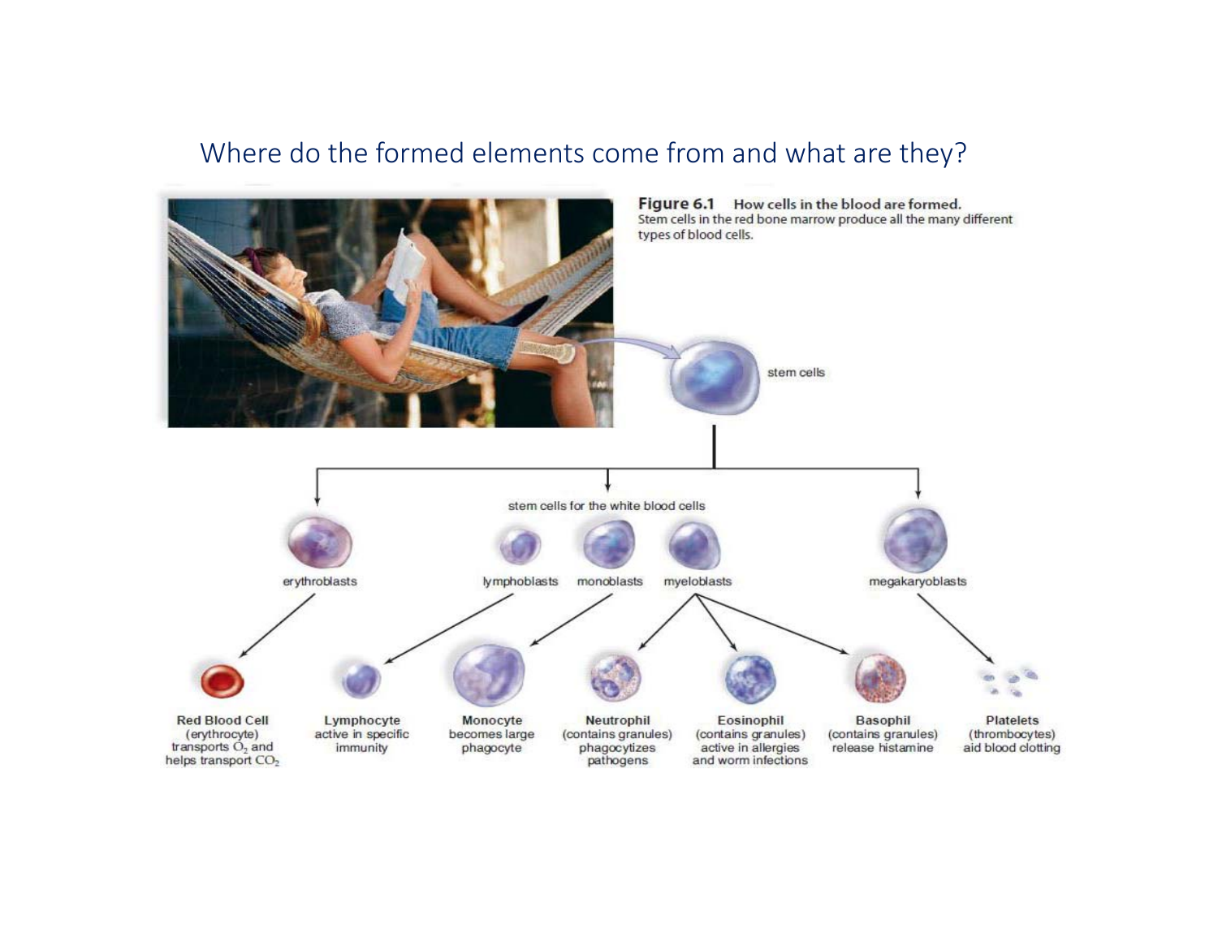# Where do the formed elements come from and what are they?

**Figure 6.1** How cells in the blood are formed. Stem cells in the red bone marrow produce all the many different types of blood cells.

stem cells

stem cells for the white blood cells

erythroblasts

lymphoblasts

monoblasts

myeloblasts

megakaryoblasts

**Red Blood Cell** (erythrocyte) transports $O_2$ and helps transport $CO_2$

**Lymphocyte** active in specific immunity

**Monocyte** becomes large phagocyte

**Neutrophil** (contains granules) phagocytizes pathogens

**Eosinophil** (contains granules) active in allergies and worm infections

**Basophil** (contains granules) release histamine

**Platelets** (thrombocytes) aid blood clotting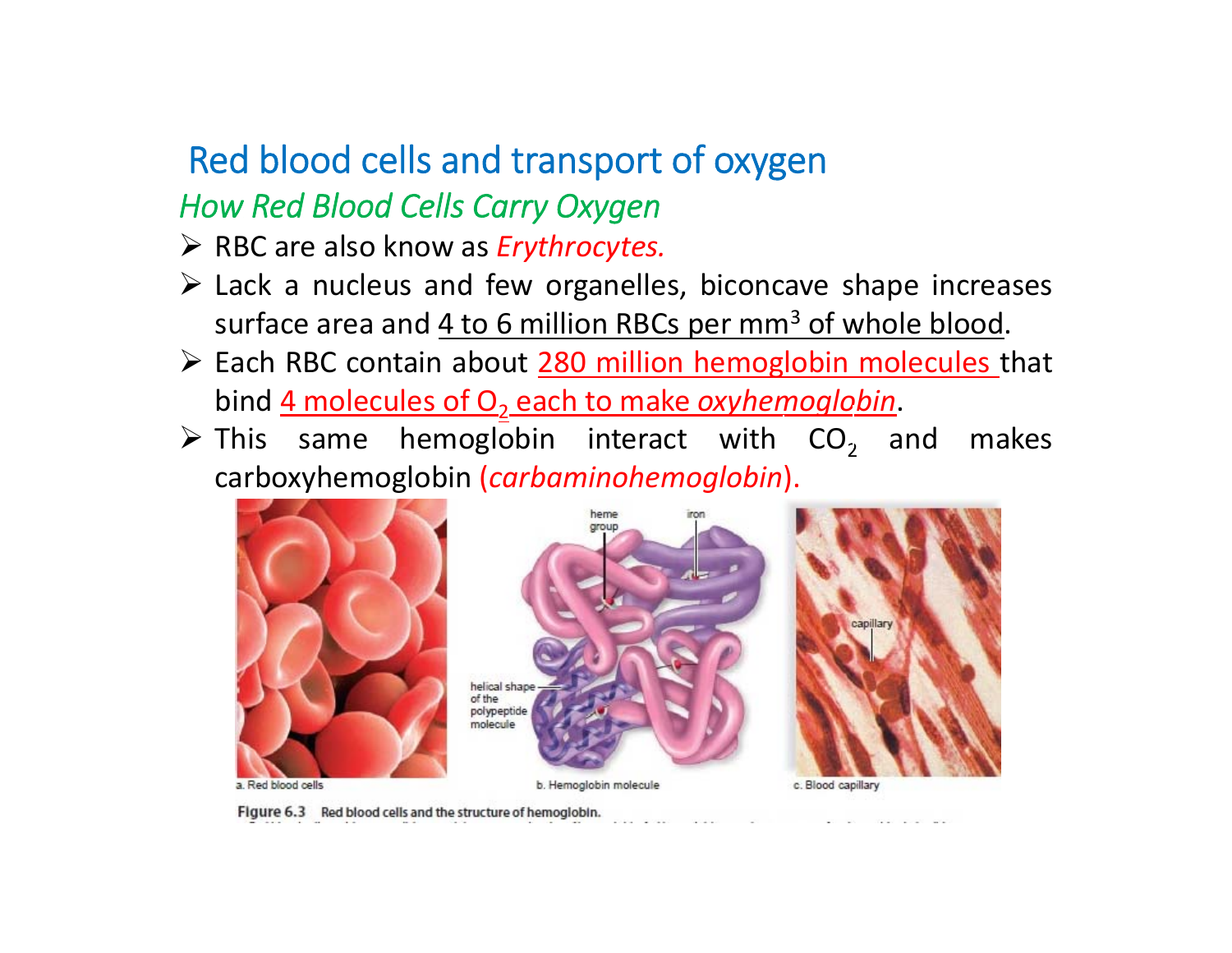# Red blood cells and transport of oxygen

## *How Red Blood Cells Carry Oxygen*

- RBC are also know as *Erythrocytes.*
- Lack a nucleus and few organelles, biconcave shape increases surface area and 4 to 6 million RBCs per $mm^3$ of whole blood.
- Each RBC contain about 280 million hemoglobin molecules that bind 4 molecules of $O_2$ each to make *oxyhemoglobin*.
- This same hemoglobin interact with $CO_2$ and makes carboxyhemoglobin (*carbaminohemoglobin*).

a. Red blood cells

b. Hemoglobin molecule

c. Blood capillary

**Figure 6.3** Red blood cells and the structure of hemoglobin.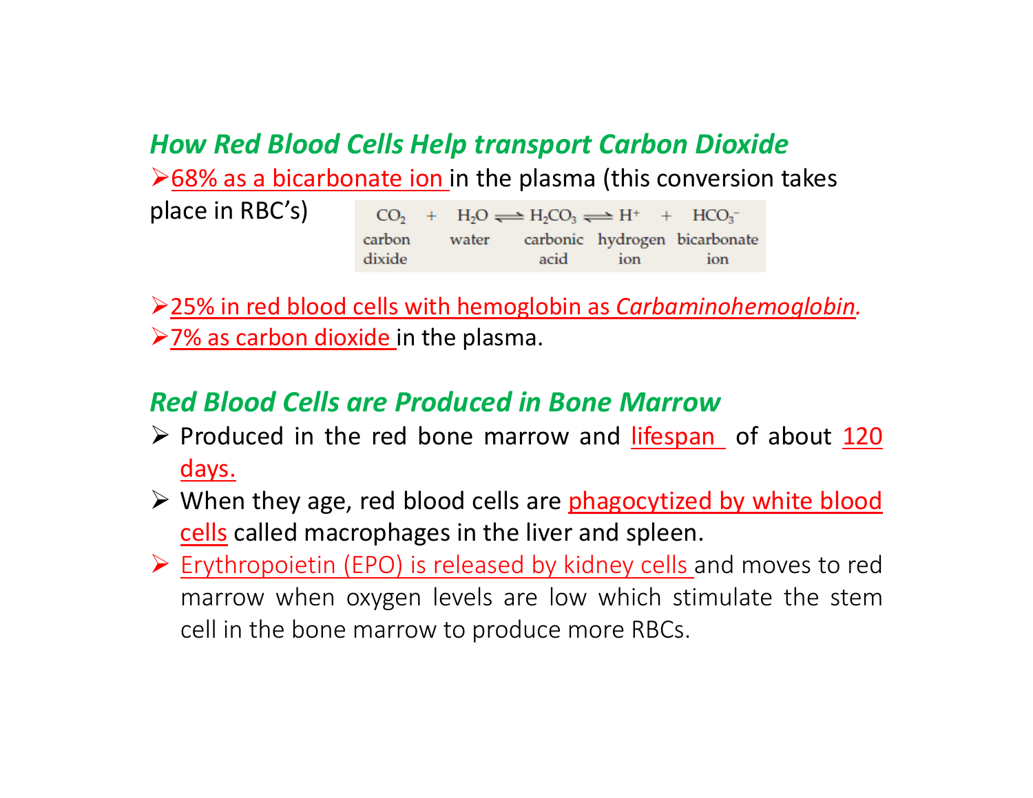## *How Red Blood Cells Help transport Carbon Dioxide*

- 68% as a bicarbonate ion in the plasma (this conversion takes place in RBC's)

$$\underset{\text{carbon dixide}}{CO_2} + \underset{\text{water}}{H_2O} \rightleftharpoons \underset{\text{carbonic acid}}{H_2CO_3} \rightleftharpoons \underset{\text{hydrogen ion}}{H^+} + \underset{\text{bicarbonate ion}}{HCO_3^-}$$

- 25% in red blood cells with hemoglobin as *Carbaminohemoglobin*.
- 7% as carbon dioxide in the plasma.

## *Red Blood Cells are Produced in Bone Marrow*

- Produced in the red bone marrow and lifespan of about 120 days.
- When they age, red blood cells are phagocytized by white blood cells called macrophages in the liver and spleen.
- Erythropoietin (EPO) is released by kidney cells and moves to red marrow when oxygen levels are low which stimulate the stem cell in the bone marrow to produce more RBCs.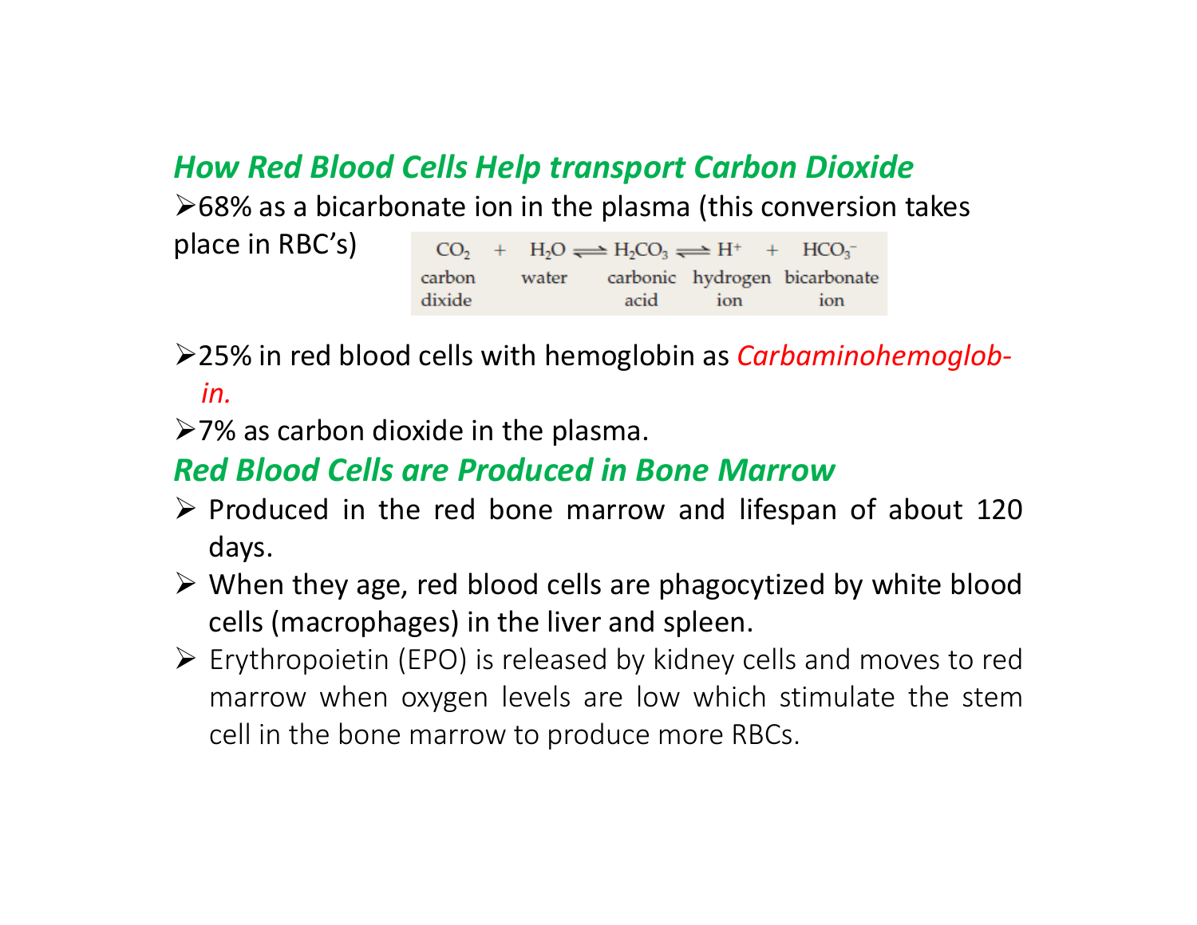## *How Red Blood Cells Help transport Carbon Dioxide*

- 68% as a bicarbonate ion in the plasma (this conversion takes place in RBC's)

$$\underset{\text{carbon dixide}}{CO_2} + \underset{\text{water}}{H_2O} \rightleftharpoons \underset{\text{carbonic acid}}{H_2CO_3} \rightleftharpoons \underset{\text{hydrogen ion}}{H^+} + \underset{\text{bicarbonate ion}}{HCO_3^-}$$

- 25% in red blood cells with hemoglobin as *Carbaminohemoglob-in.*
- 7% as carbon dioxide in the plasma.

## *Red Blood Cells are Produced in Bone Marrow*

- Produced in the red bone marrow and lifespan of about 120 days.
- When they age, red blood cells are phagocytized by white blood cells (macrophages) in the liver and spleen.
- Erythropoietin (EPO) is released by kidney cells and moves to red marrow when oxygen levels are low which stimulate the stem cell in the bone marrow to produce more RBCs.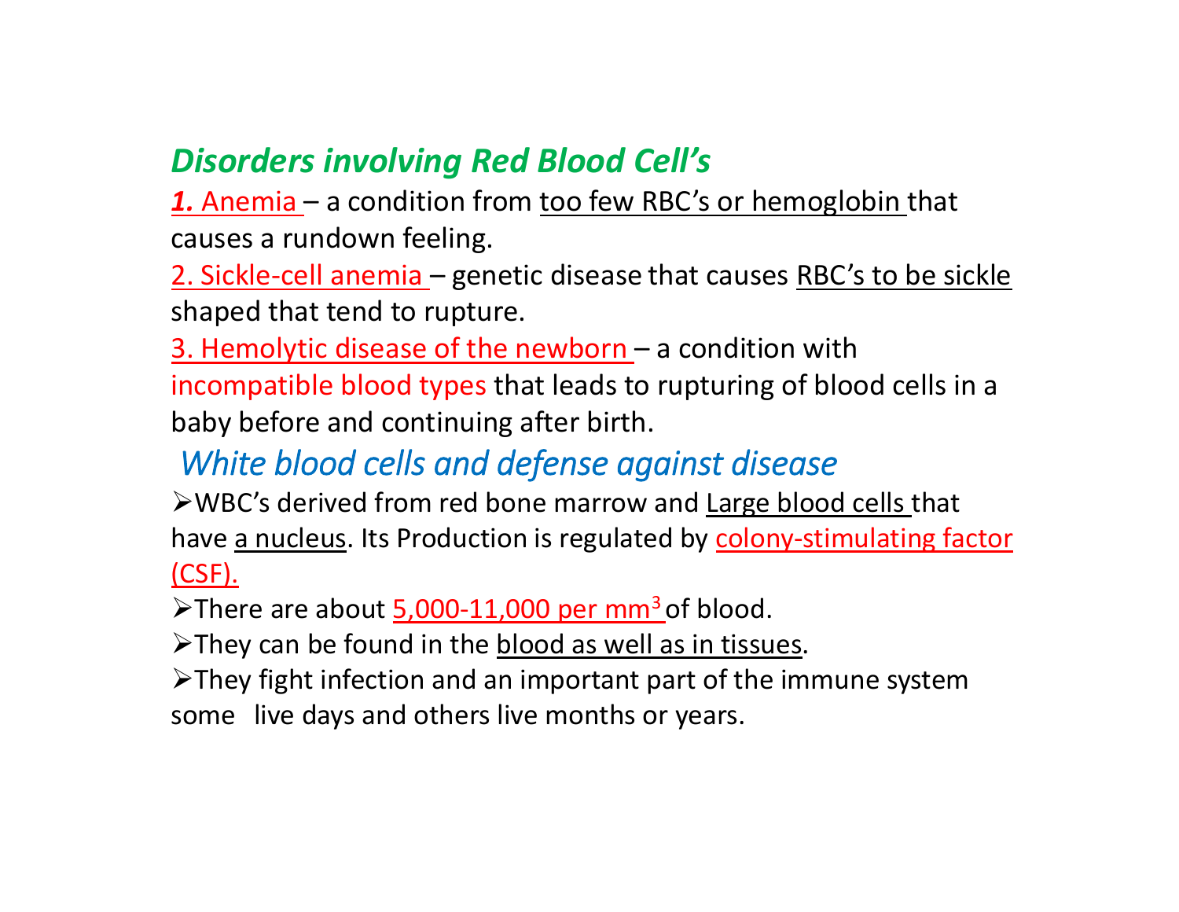## *Disorders involving Red Blood Cell's*

***1.*** Anemia – a condition from too few RBC's or hemoglobin that causes a rundown feeling.

2. Sickle-cell anemia – genetic disease that causes RBC's to be sickle shaped that tend to rupture.

3. Hemolytic disease of the newborn – a condition with incompatible blood types that leads to rupturing of blood cells in a baby before and continuing after birth.

## *White blood cells and defense against disease*

- WBC's derived from red bone marrow and Large blood cells that have a nucleus. Its Production is regulated by colony-stimulating factor (CSF).
- There are about 5,000-11,000 per $mm^3$ of blood.
- They can be found in the blood as well as in tissues.
- They fight infection and an important part of the immune system some live days and others live months or years.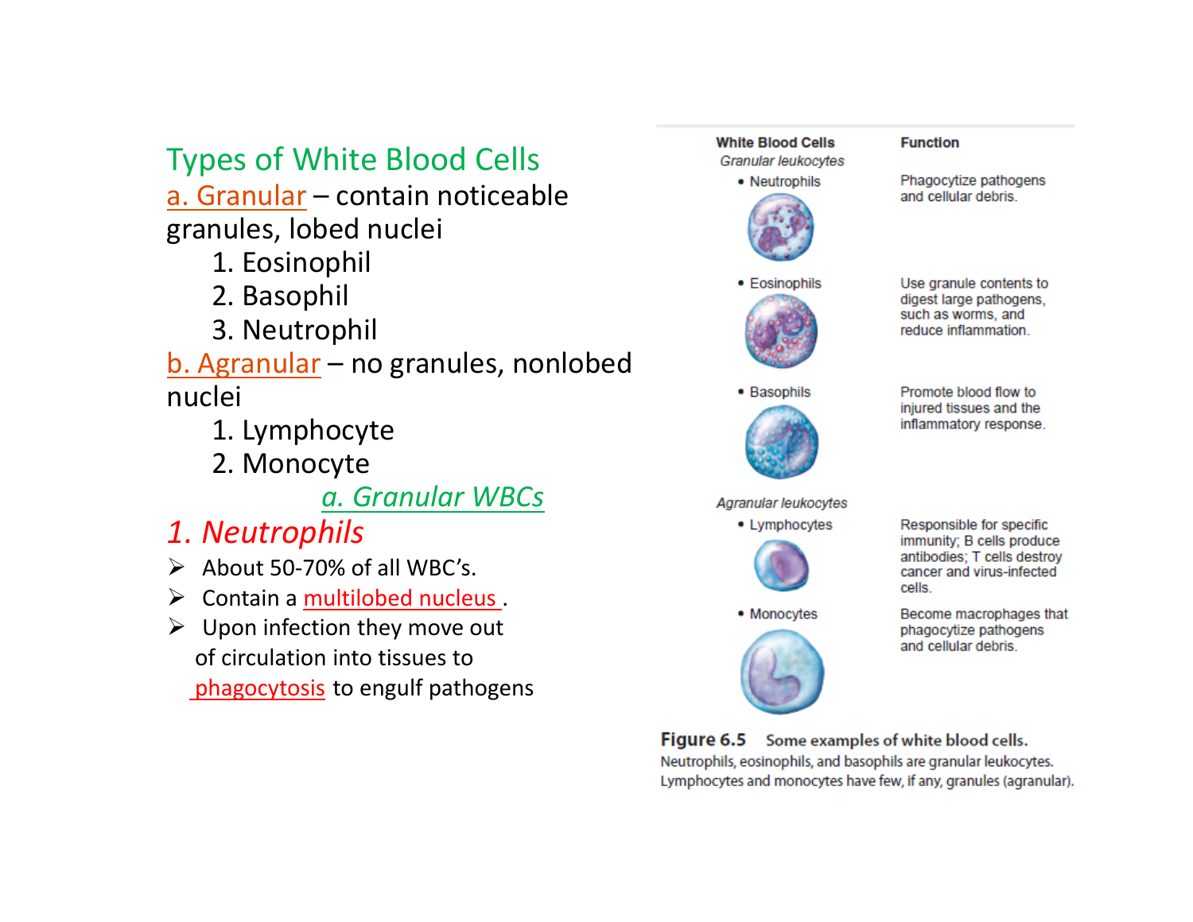## Types of White Blood Cells

a. Granular – contain noticeable granules, lobed nuclei

1. Eosinophil
2. Basophil
3. Neutrophil

b. Agranular – no granules, nonlobed nuclei

1. Lymphocyte
2. Monocyte

### *a. Granular WBCs*

### *1. Neutrophils*

- About 50-70% of all WBC's.
- Contain a multilobed nucleus .
- Upon infection they move out of circulation into tissues to phagocytosis to engulf pathogens

| White Blood Cells | Function |
|---|---|
| *Granular leukocytes* | |
| • Neutrophils | Phagocytize pathogens and cellular debris. |
| • Eosinophils | Use granule contents to digest large pathogens, such as worms, and reduce inflammation. |
| • Basophils | Promote blood flow to injured tissues and the inflammatory response. |
| *Agranular leukocytes* | |
| • Lymphocytes | Responsible for specific immunity; B cells produce antibodies; T cells destroy cancer and virus-infected cells. |
| • Monocytes | Become macrophages that phagocytize pathogens and cellular debris. |

**Figure 6.5** Some examples of white blood cells. Neutrophils, eosinophils, and basophils are granular leukocytes. Lymphocytes and monocytes have few, if any, granules (agranular).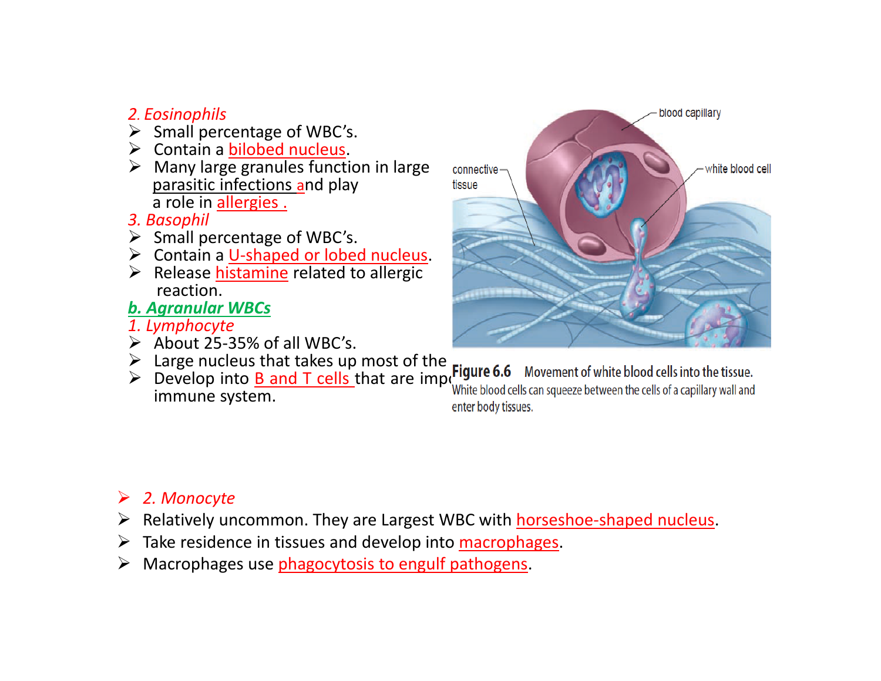*2. Eosinophils*

- Small percentage of WBC's.
- Contain a bilobed nucleus.
- Many large granules function in large parasitic infections and play a role in allergies .

*3. Basophil*

- Small percentage of WBC's.
- Contain a U-shaped or lobed nucleus.
- Release histamine related to allergic reaction.

***b. Agranular WBCs***

*1. Lymphocyte*

- About 25-35% of all WBC's.
- Large nucleus that takes up most of the
- Develop into B and T cells that are imp immune system.

**Figure 6.6** Movement of white blood cells into the tissue. White blood cells can squeeze between the cells of a capillary wall and enter body tissues.

- *2. Monocyte*
- Relatively uncommon. They are Largest WBC with horseshoe-shaped nucleus.
- Take residence in tissues and develop into macrophages.
- Macrophages use phagocytosis to engulf pathogens.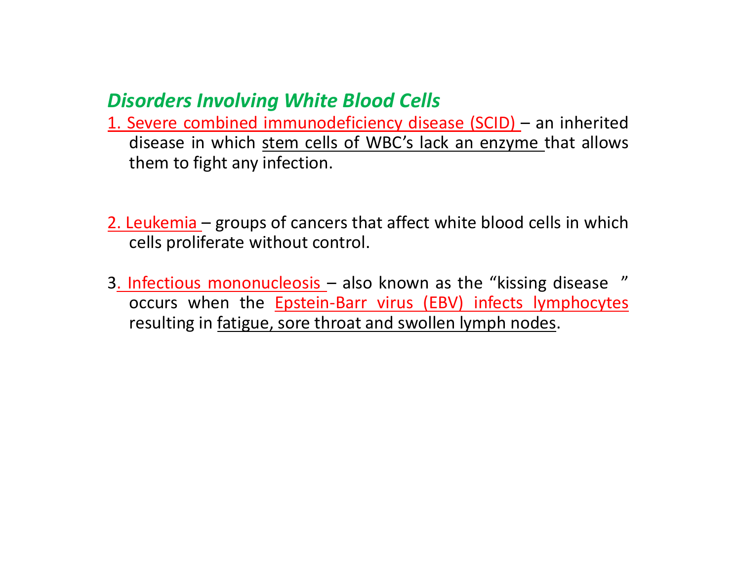## *Disorders Involving White Blood Cells*

1. Severe combined immunodeficiency disease (SCID) – an inherited disease in which stem cells of WBC's lack an enzyme that allows them to fight any infection.

2. Leukemia – groups of cancers that affect white blood cells in which cells proliferate without control.

3. Infectious mononucleosis – also known as the "kissing disease" occurs when the Epstein-Barr virus (EBV) infects lymphocytes resulting in fatigue, sore throat and swollen lymph nodes.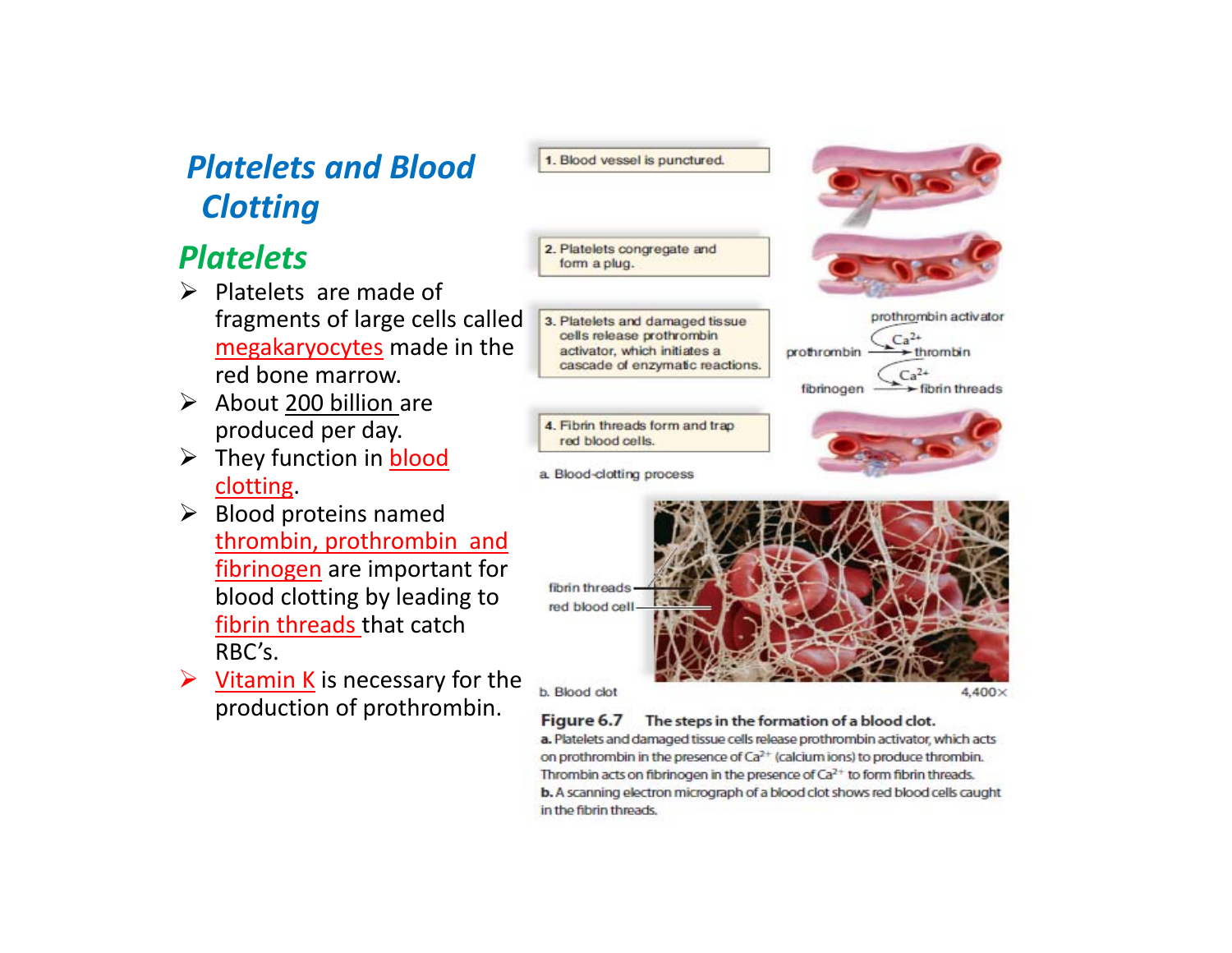# Platelets and Blood Clotting

## Platelets

- Platelets are made of fragments of large cells called megakaryocytes made in the red bone marrow.
- About 200 billion are produced per day.
- They function in blood clotting.
- Blood proteins named thrombin, prothrombin and fibrinogen are important for blood clotting by leading to fibrin threads that catch RBC's.
- Vitamin K is necessary for the production of prothrombin.

1. Blood vessel is punctured.

2. Platelets congregate and form a plug.

3. Platelets and damaged tissue cells release prothrombin activator, which initiates a cascade of enzymatic reactions.

prothrombin activator; $Ca^{2+}$; prothrombin → thrombin

$Ca^{2+}$; fibrinogen → fibrin threads

4. Fibrin threads form and trap red blood cells.

a. Blood-clotting process

fibrin threads

red blood cell

b. Blood clot

4,400×

**Figure 6.7** The steps in the formation of a blood clot.
**a.** Platelets and damaged tissue cells release prothrombin activator, which acts on prothrombin in the presence of $Ca^{2+}$ (calcium ions) to produce thrombin. Thrombin acts on fibrinogen in the presence of $Ca^{2+}$ to form fibrin threads.
**b.** A scanning electron micrograph of a blood clot shows red blood cells caught in the fibrin threads.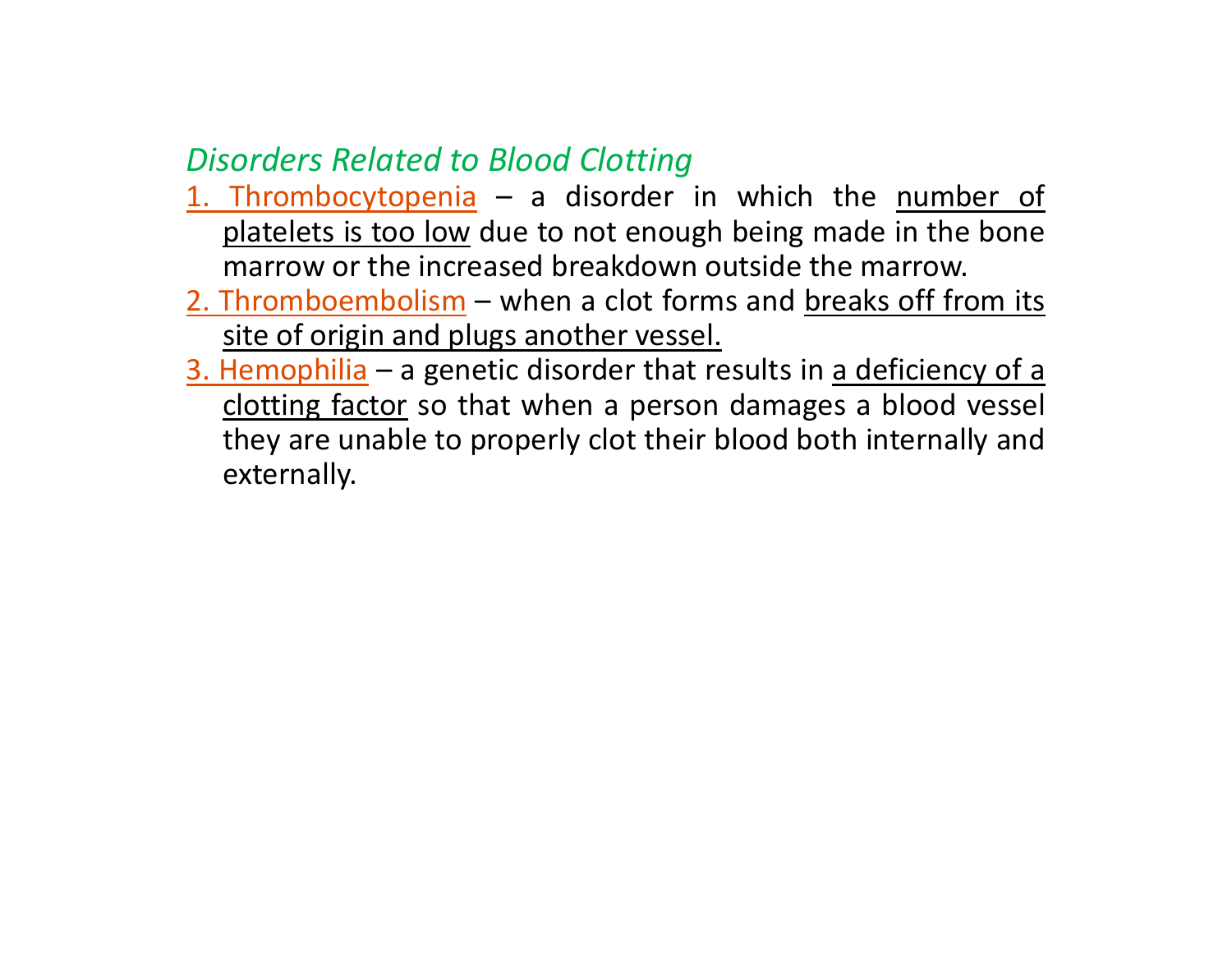*Disorders Related to Blood Clotting*

1. Thrombocytopenia – a disorder in which the number of platelets is too low due to not enough being made in the bone marrow or the increased breakdown outside the marrow.
2. Thromboembolism – when a clot forms and breaks off from its site of origin and plugs another vessel.
3. Hemophilia – a genetic disorder that results in a deficiency of a clotting factor so that when a person damages a blood vessel they are unable to properly clot their blood both internally and externally.